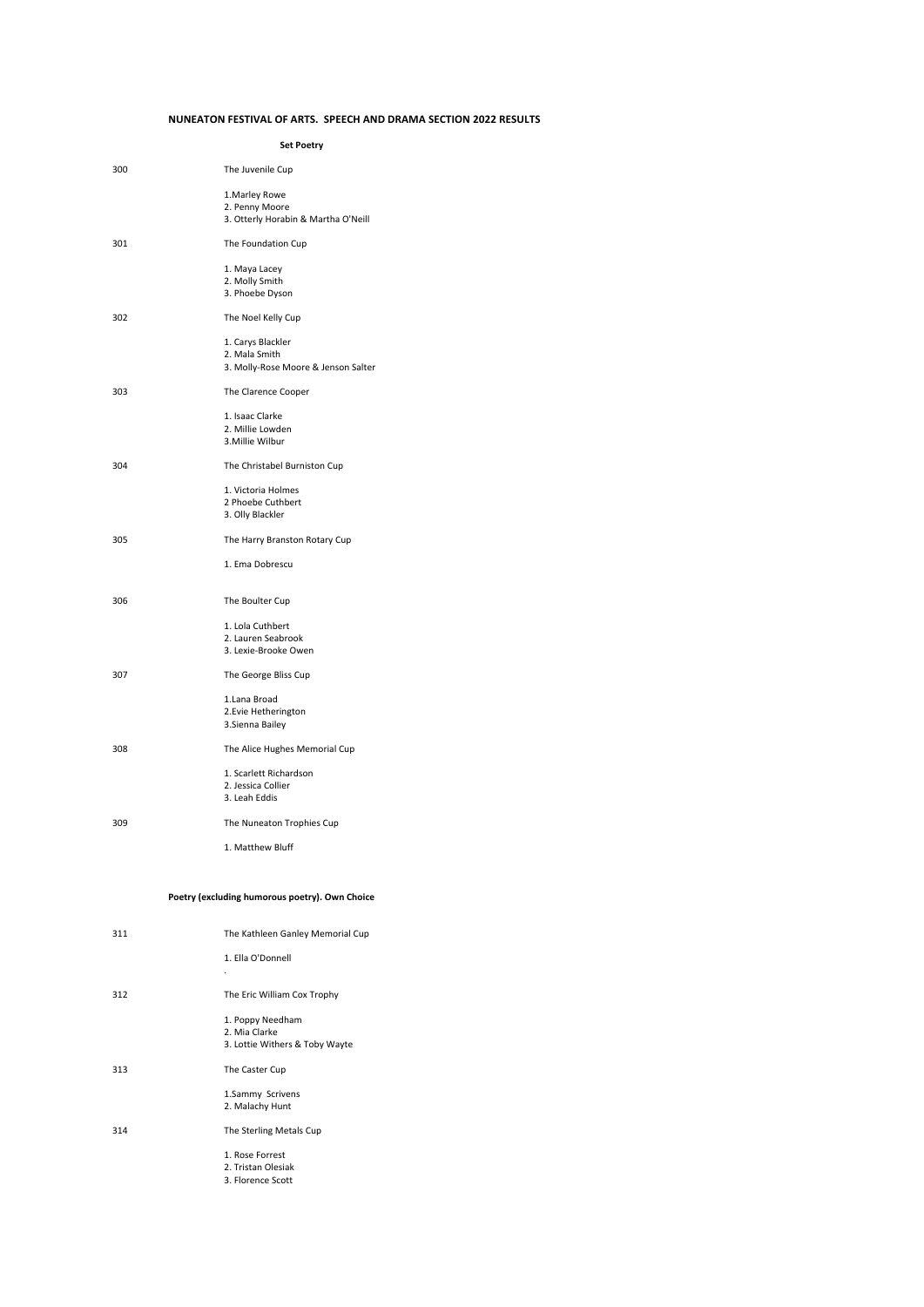# NUNEATON FESTIVAL OF ARTS. SPEECH AND DRAMA SECTION 2022 RESULTS

## Set Poetry

**300** The Juvenile Cup

1.Marley Rowe
2. Penny Moore
3. Otterly Horabin & Martha O'Neill

**301** The Foundation Cup

1. Maya Lacey
2. Molly Smith
3. Phoebe Dyson

**302** The Noel Kelly Cup

1. Carys Blackler
2. Mala Smith
3. Molly-Rose Moore & Jenson Salter

**303** The Clarence Cooper

1. Isaac Clarke
2. Millie Lowden
3.Millie Wilbur

**304** The Christabel Burniston Cup

1. Victoria Holmes
2 Phoebe Cuthbert
3. Olly Blackler

**305** The Harry Branston Rotary Cup

1. Ema Dobrescu

**306** The Boulter Cup

1. Lola Cuthbert
2. Lauren Seabrook
3. Lexie-Brooke Owen

**307** The George Bliss Cup

1.Lana Broad
2.Evie Hetherington
3.Sienna Bailey

**308** The Alice Hughes Memorial Cup

1. Scarlett Richardson
2. Jessica Collier
3. Leah Eddis

**309** The Nuneaton Trophies Cup

1. Matthew Bluff

## Poetry (excluding humorous poetry). Own Choice

**311** The Kathleen Ganley Memorial Cup

1. Ella O'Donnell

.

**312** The Eric William Cox Trophy

1. Poppy Needham
2. Mia Clarke
3. Lottie Withers & Toby Wayte

**313** The Caster Cup

1.Sammy Scrivens
2. Malachy Hunt

**314** The Sterling Metals Cup

1. Rose Forrest
2. Tristan Olesiak
3. Florence Scott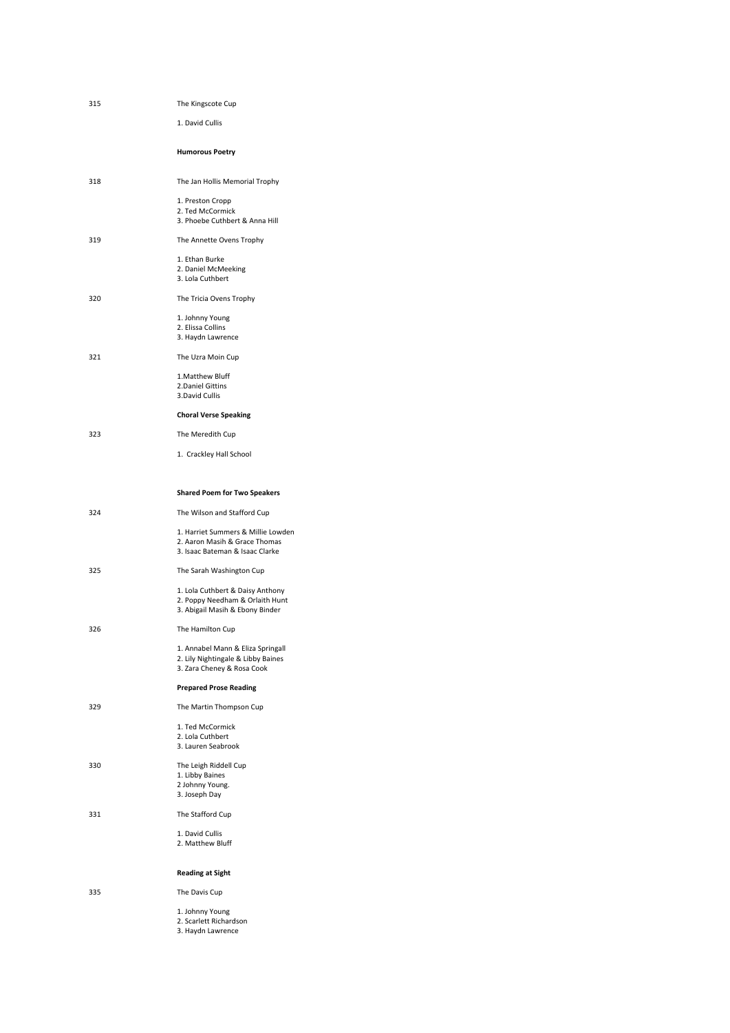315 The Kingscote Cup

1. David Cullis

**Humorous Poetry**

318 The Jan Hollis Memorial Trophy

1. Preston Cropp
2. Ted McCormick
3. Phoebe Cuthbert & Anna Hill

319 The Annette Ovens Trophy

1. Ethan Burke
2. Daniel McMeeking
3. Lola Cuthbert

320 The Tricia Ovens Trophy

1. Johnny Young
2. Elissa Collins
3. Haydn Lawrence

321 The Uzra Moin Cup

1.Matthew Bluff
2.Daniel Gittins
3.David Cullis

**Choral Verse Speaking**

323 The Meredith Cup

1. Crackley Hall School

**Shared Poem for Two Speakers**

324 The Wilson and Stafford Cup

1. Harriet Summers & Millie Lowden
2. Aaron Masih & Grace Thomas
3. Isaac Bateman & Isaac Clarke

325 The Sarah Washington Cup

1. Lola Cuthbert & Daisy Anthony
2. Poppy Needham & Orlaith Hunt
3. Abigail Masih & Ebony Binder

326 The Hamilton Cup

1. Annabel Mann & Eliza Springall
2. Lily Nightingale & Libby Baines
3. Zara Cheney & Rosa Cook

**Prepared Prose Reading**

329 The Martin Thompson Cup

1. Ted McCormick
2. Lola Cuthbert
3. Lauren Seabrook

330 The Leigh Riddell Cup

1. Libby Baines
2 Johnny Young.
3. Joseph Day

331 The Stafford Cup

1. David Cullis
2. Matthew Bluff

**Reading at Sight**

335 The Davis Cup

1. Johnny Young
2. Scarlett Richardson
3. Haydn Lawrence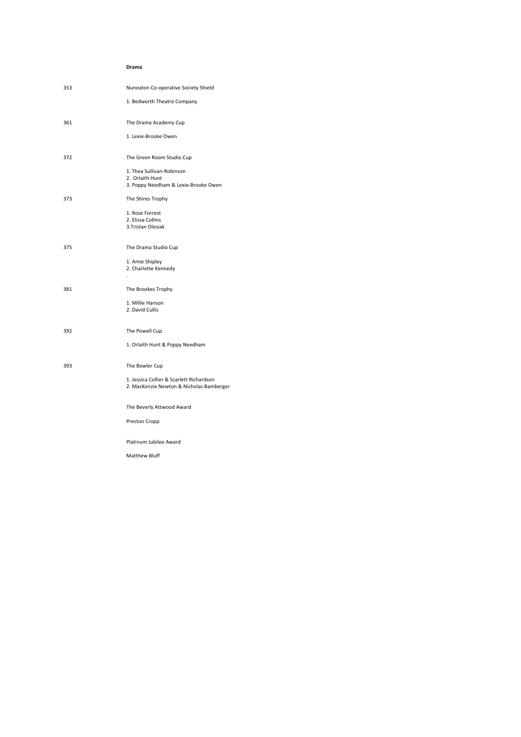**Drama**

353 Nuneaton Co-operative Society Shield

1. Bedworth Theatre Company

361 The Drama Academy Cup

1. Lexie-Brooke Owen

372 The Green Room Studio Cup

1. Thea Sullivan-Robinson
2. Orlaith Hunt
3. Poppy Needham & Lexie-Brooke Owen

373 The Shires Trophy

1. Rose Forrest
2. Elissa Collins
3. Tristan Olesiak

375 The Drama Studio Cup

1. Amie Shipley
2. Charlotte Kennedy

381 The Brookes Trophy

1. Millie Hanson
2. David Cullis

392 The Powell Cup

1. Orlaith Hunt & Poppy Needham

393 The Bowler Cup

1. Jessica Collier & Scarlett Richardson
2. MacKenzie Newton & Nicholas Bamberger

The Beverly Attwood Award

Preston Cropp

Platinum Jubilee Award

Matthew Bluff